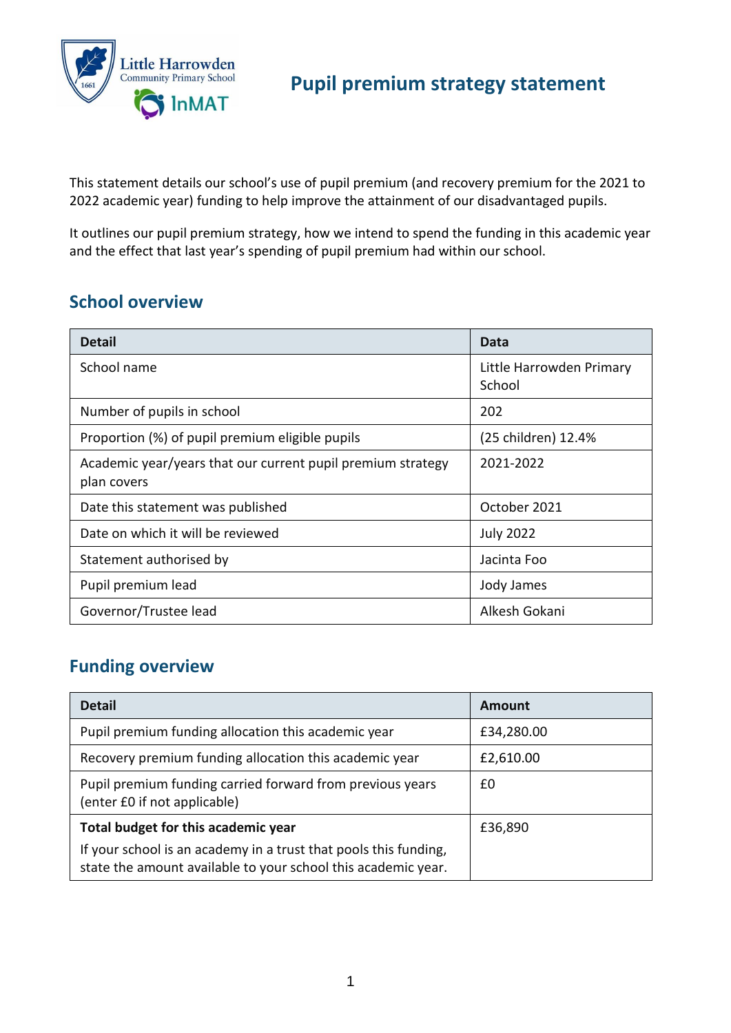# Pupil premium strategy statement

This statement details our school's use of pupil premium (and recovery premium for the 2021 to 2022 academic year) funding to help improve the attainment of our disadvantaged pupils.

It outlines our pupil premium strategy, how we intend to spend the funding in this academic year and the effect that last year's spending of pupil premium had within our school.

## School overview

| Detail | Data |
| --- | --- |
| School name | Little Harrowden Primary School |
| Number of pupils in school | 202 |
| Proportion (%) of pupil premium eligible pupils | (25 children) 12.4% |
| Academic year/years that our current pupil premium strategy plan covers | 2021-2022 |
| Date this statement was published | October 2021 |
| Date on which it will be reviewed | July 2022 |
| Statement authorised by | Jacinta Foo |
| Pupil premium lead | Jody James |
| Governor/Trustee lead | Alkesh Gokani |

## Funding overview

| Detail | Amount |
| --- | --- |
| Pupil premium funding allocation this academic year | £34,280.00 |
| Recovery premium funding allocation this academic year | £2,610.00 |
| Pupil premium funding carried forward from previous years (enter £0 if not applicable) | £0 |
| **Total budget for this academic year**<br>If your school is an academy in a trust that pools this funding, state the amount available to your school this academic year. | £36,890 |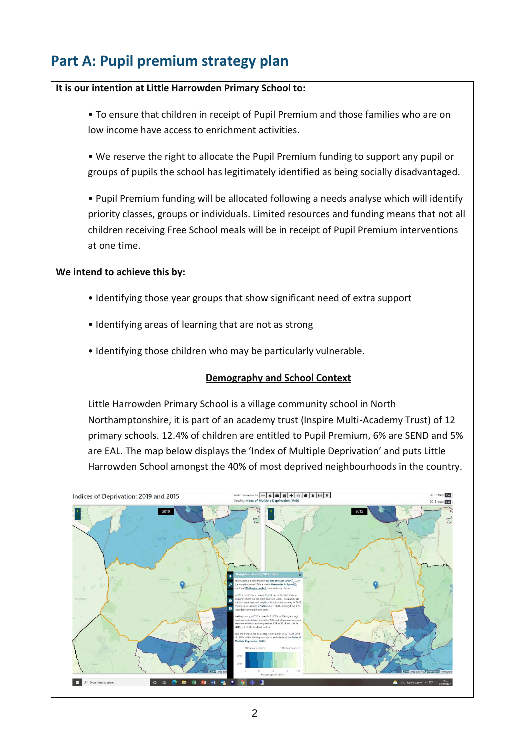# Part A: Pupil premium strategy plan

**It is our intention at Little Harrowden Primary School to:**

- To ensure that children in receipt of Pupil Premium and those families who are on low income have access to enrichment activities.
- We reserve the right to allocate the Pupil Premium funding to support any pupil or groups of pupils the school has legitimately identified as being socially disadvantaged.
- Pupil Premium funding will be allocated following a needs analyse which will identify priority classes, groups or individuals. Limited resources and funding means that not all children receiving Free School meals will be in receipt of Pupil Premium interventions at one time.

**We intend to achieve this by:**

- Identifying those year groups that show significant need of extra support
- Identifying areas of learning that are not as strong
- Identifying those children who may be particularly vulnerable.

**<u>Demography and School Context</u>**

Little Harrowden Primary School is a village community school in North Northamptonshire, it is part of an academy trust (Inspire Multi-Academy Trust) of 12 primary schools. 12.4% of children are entitled to Pupil Premium, 6% are SEND and 5% are EAL. The map below displays the 'Index of Multiple Deprivation' and puts Little Harrowden School amongst the 40% of most deprived neighbourhoods in the country.

Indices of Deprivation: 2019 and 2015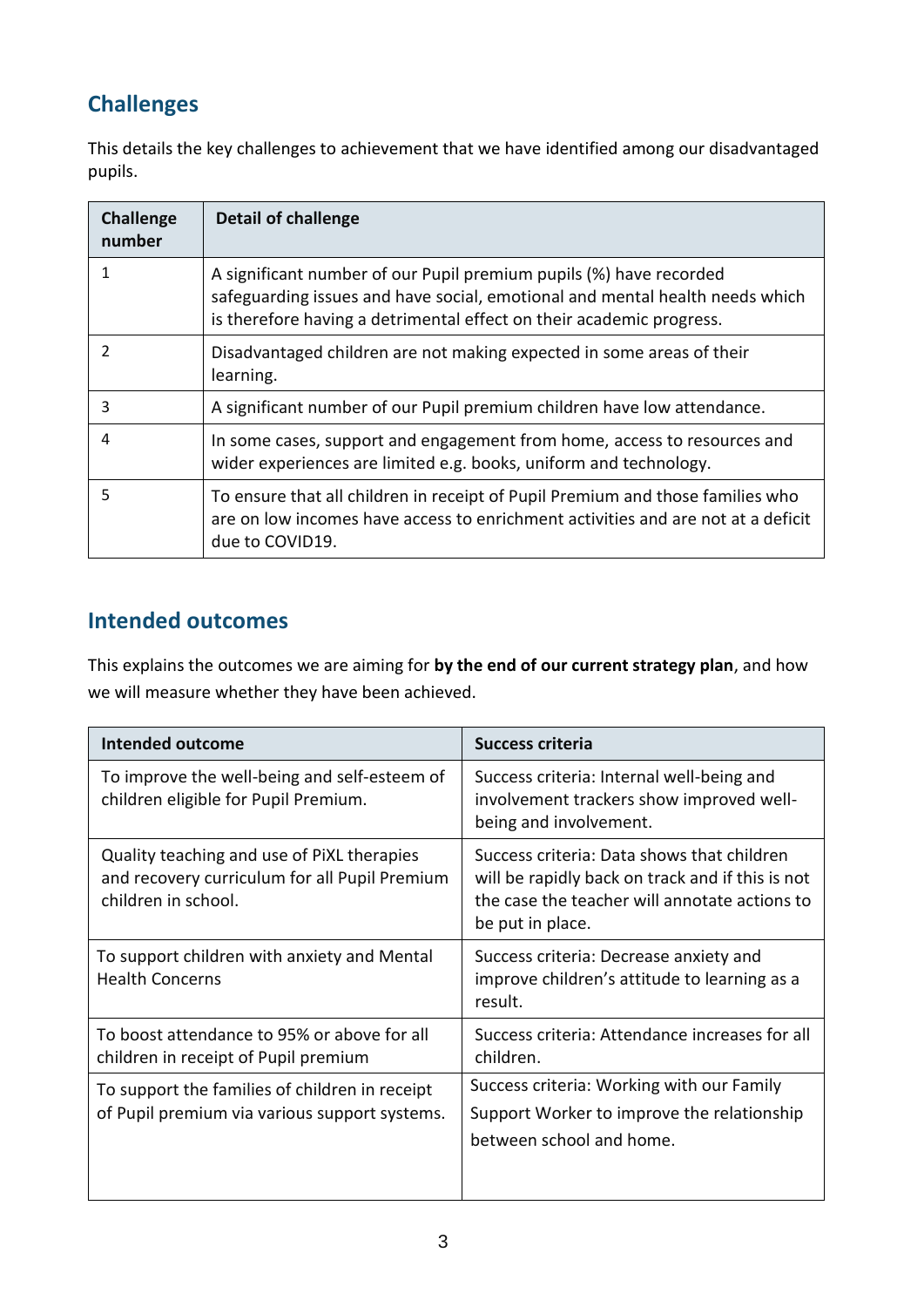## Challenges

This details the key challenges to achievement that we have identified among our disadvantaged pupils.

| Challenge number | Detail of challenge |
|---|---|
| 1 | A significant number of our Pupil premium pupils (%) have recorded safeguarding issues and have social, emotional and mental health needs which is therefore having a detrimental effect on their academic progress. |
| 2 | Disadvantaged children are not making expected in some areas of their learning. |
| 3 | A significant number of our Pupil premium children have low attendance. |
| 4 | In some cases, support and engagement from home, access to resources and wider experiences are limited e.g. books, uniform and technology. |
| 5 | To ensure that all children in receipt of Pupil Premium and those families who are on low incomes have access to enrichment activities and are not at a deficit due to COVID19. |

## Intended outcomes

This explains the outcomes we are aiming for **by the end of our current strategy plan**, and how we will measure whether they have been achieved.

| Intended outcome | Success criteria |
|---|---|
| To improve the well-being and self-esteem of children eligible for Pupil Premium. | Success criteria: Internal well-being and involvement trackers show improved well-being and involvement. |
| Quality teaching and use of PiXL therapies and recovery curriculum for all Pupil Premium children in school. | Success criteria: Data shows that children will be rapidly back on track and if this is not the case the teacher will annotate actions to be put in place. |
| To support children with anxiety and Mental Health Concerns | Success criteria: Decrease anxiety and improve children's attitude to learning as a result. |
| To boost attendance to 95% or above for all children in receipt of Pupil premium | Success criteria: Attendance increases for all children. |
| To support the families of children in receipt of Pupil premium via various support systems. | Success criteria: Working with our Family Support Worker to improve the relationship between school and home. |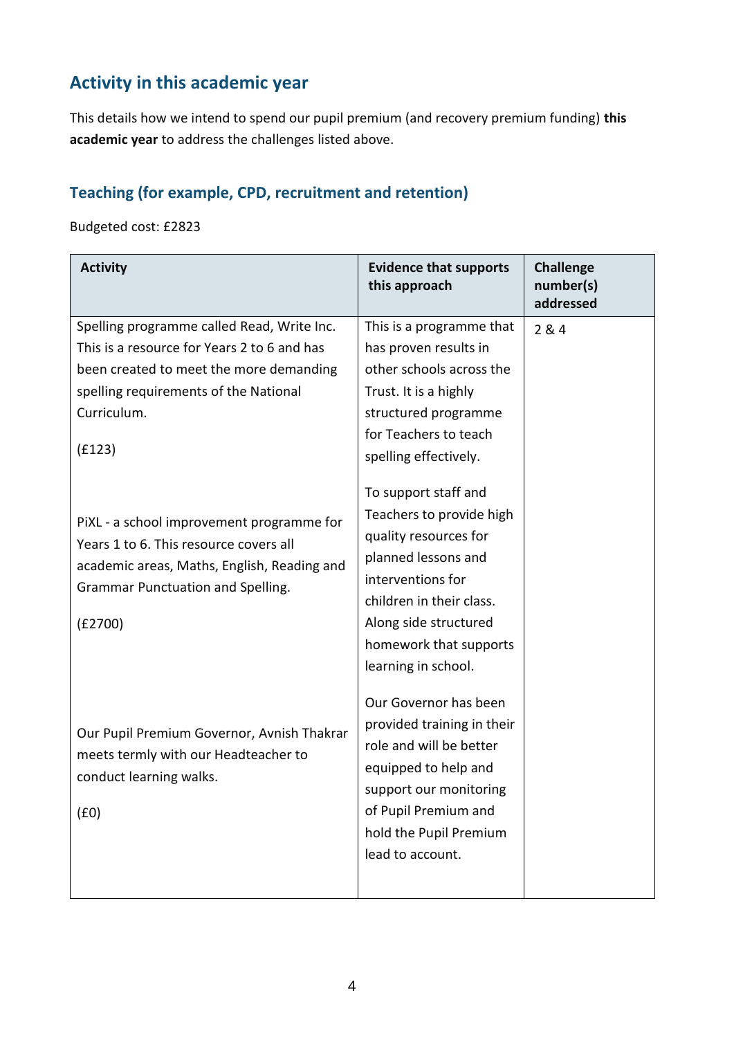## Activity in this academic year

This details how we intend to spend our pupil premium (and recovery premium funding) **this academic year** to address the challenges listed above.

### Teaching (for example, CPD, recruitment and retention)

Budgeted cost: £2823

| Activity | Evidence that supports this approach | Challenge number(s) addressed |
|---|---|---|
| Spelling programme called Read, Write Inc. This is a resource for Years 2 to 6 and has been created to meet the more demanding spelling requirements of the National Curriculum.<br><br>(£123) | This is a programme that has proven results in other schools across the Trust. It is a highly structured programme for Teachers to teach spelling effectively. | 2 & 4 |
| PiXL - a school improvement programme for Years 1 to 6. This resource covers all academic areas, Maths, English, Reading and Grammar Punctuation and Spelling.<br><br>(£2700) | To support staff and Teachers to provide high quality resources for planned lessons and interventions for children in their class. Along side structured homework that supports learning in school. | |
| Our Pupil Premium Governor, Avnish Thakrar meets termly with our Headteacher to conduct learning walks.<br><br>(£0) | Our Governor has been provided training in their role and will be better equipped to help and support our monitoring of Pupil Premium and hold the Pupil Premium lead to account. | |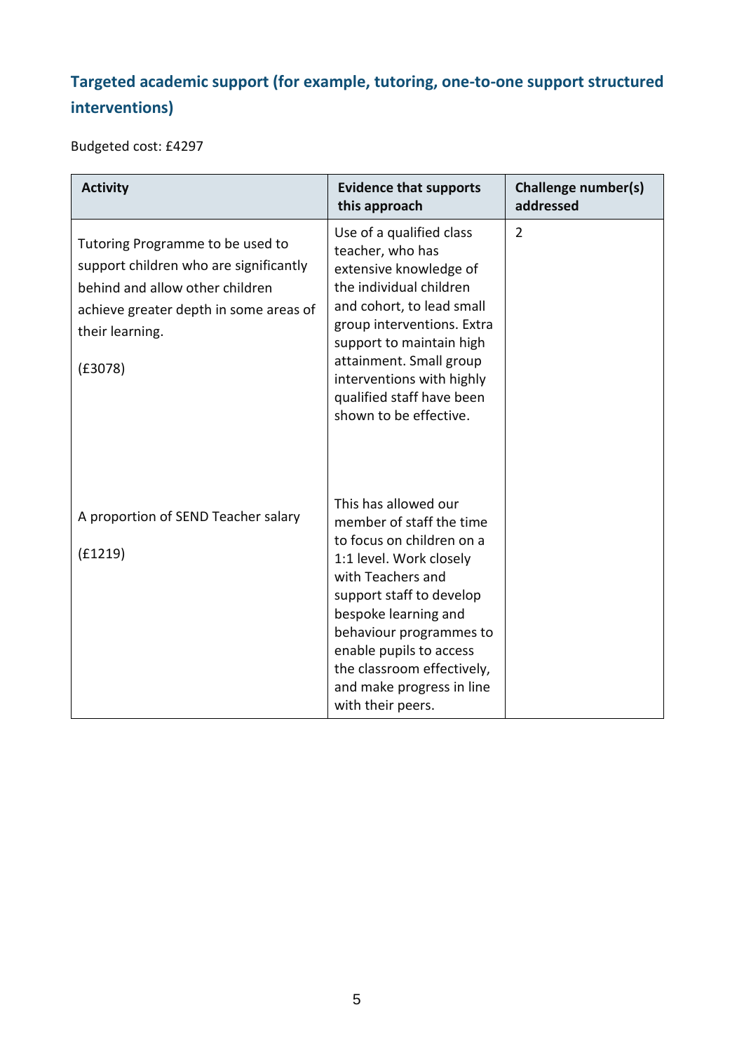## Targeted academic support (for example, tutoring, one-to-one support structured interventions)

Budgeted cost: £4297

| Activity | Evidence that supports this approach | Challenge number(s) addressed |
|---|---|---|
| Tutoring Programme to be used to support children who are significantly behind and allow other children achieve greater depth in some areas of their learning.<br><br>(£3078) | Use of a qualified class teacher, who has extensive knowledge of the individual children and cohort, to lead small group interventions. Extra support to maintain high attainment. Small group interventions with highly qualified staff have been shown to be effective. | 2 |
| A proportion of SEND Teacher salary<br><br>(£1219) | This has allowed our member of staff the time to focus on children on a 1:1 level. Work closely with Teachers and support staff to develop bespoke learning and behaviour programmes to enable pupils to access the classroom effectively, and make progress in line with their peers. | |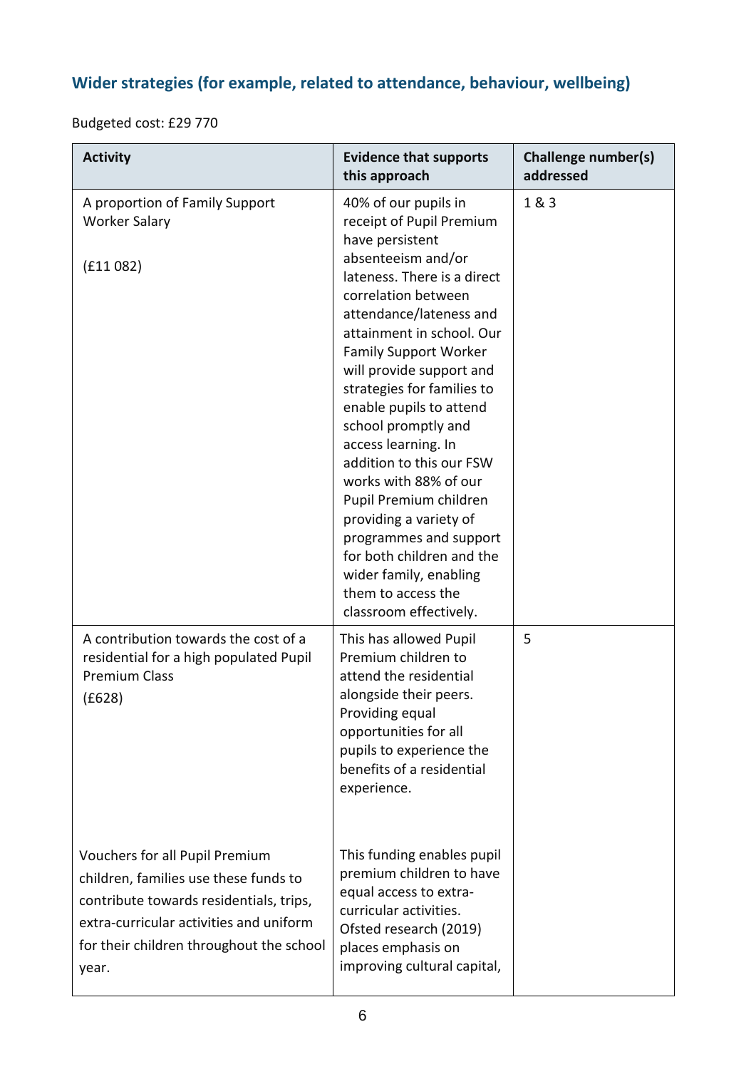## Wider strategies (for example, related to attendance, behaviour, wellbeing)

Budgeted cost: £29 770

| Activity | Evidence that supports this approach | Challenge number(s) addressed |
|---|---|---|
| A proportion of Family Support Worker Salary<br><br>(£11 082) | 40% of our pupils in receipt of Pupil Premium have persistent absenteeism and/or lateness. There is a direct correlation between attendance/lateness and attainment in school. Our Family Support Worker will provide support and strategies for families to enable pupils to attend school promptly and access learning. In addition to this our FSW works with 88% of our Pupil Premium children providing a variety of programmes and support for both children and the wider family, enabling them to access the classroom effectively. | 1 & 3 |
| A contribution towards the cost of a residential for a high populated Pupil Premium Class<br>(£628)<br><br>Vouchers for all Pupil Premium children, families use these funds to contribute towards residentials, trips, extra-curricular activities and uniform for their children throughout the school year. | This has allowed Pupil Premium children to attend the residential alongside their peers. Providing equal opportunities for all pupils to experience the benefits of a residential experience.<br><br>This funding enables pupil premium children to have equal access to extra-curricular activities. Ofsted research (2019) places emphasis on improving cultural capital, | 5 |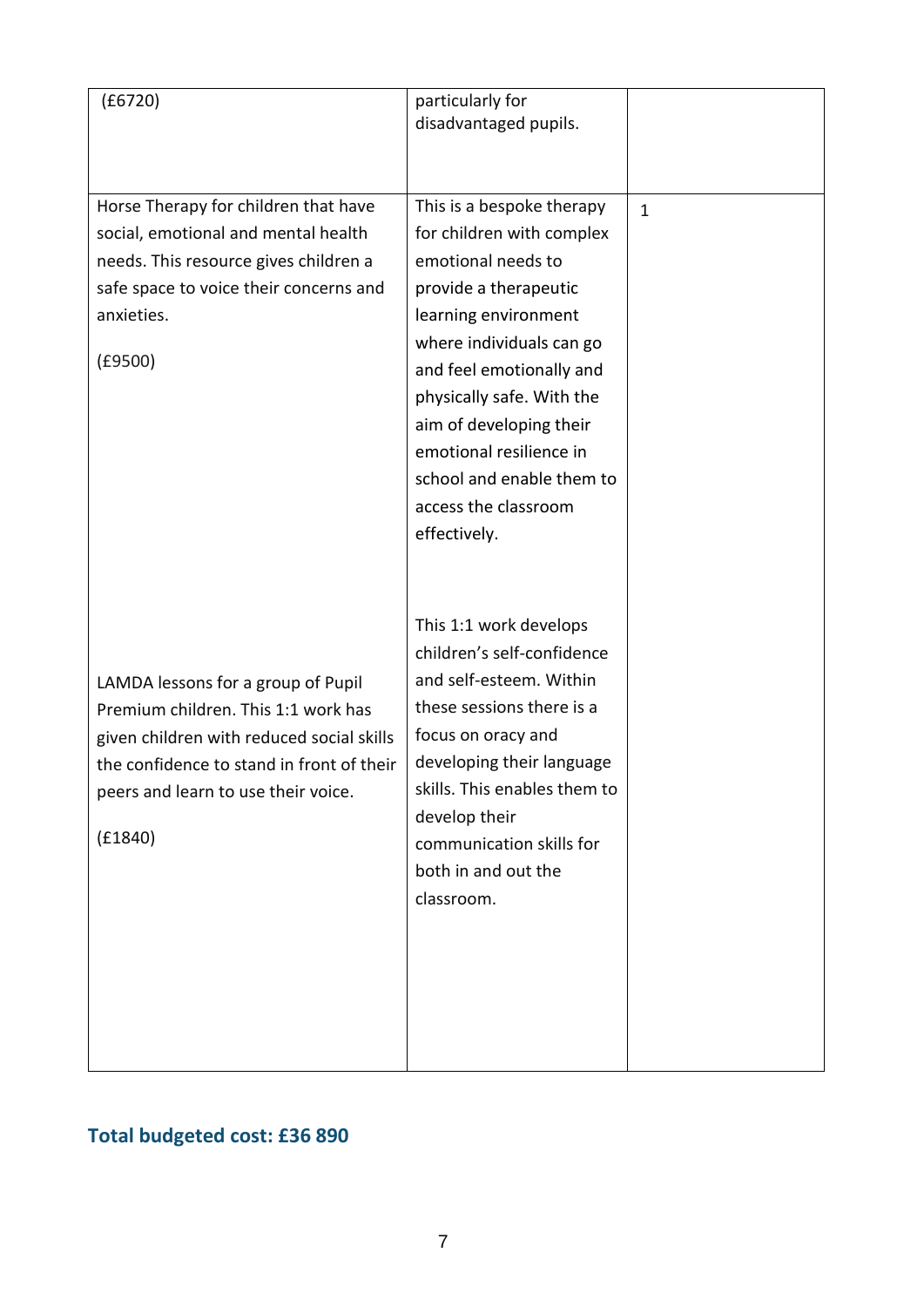| | | |
|---|---|---|
| (£6720) | particularly for disadvantaged pupils. | |
| Horse Therapy for children that have social, emotional and mental health needs. This resource gives children a safe space to voice their concerns and anxieties.<br><br>(£9500)<br><br>LAMDA lessons for a group of Pupil Premium children. This 1:1 work has given children with reduced social skills the confidence to stand in front of their peers and learn to use their voice.<br><br>(£1840) | This is a bespoke therapy for children with complex emotional needs to provide a therapeutic learning environment where individuals can go and feel emotionally and physically safe. With the aim of developing their emotional resilience in school and enable them to access the classroom effectively.<br><br>This 1:1 work develops children's self-confidence and self-esteem. Within these sessions there is a focus on oracy and developing their language skills. This enables them to develop their communication skills for both in and out the classroom. | 1 |

## Total budgeted cost: £36 890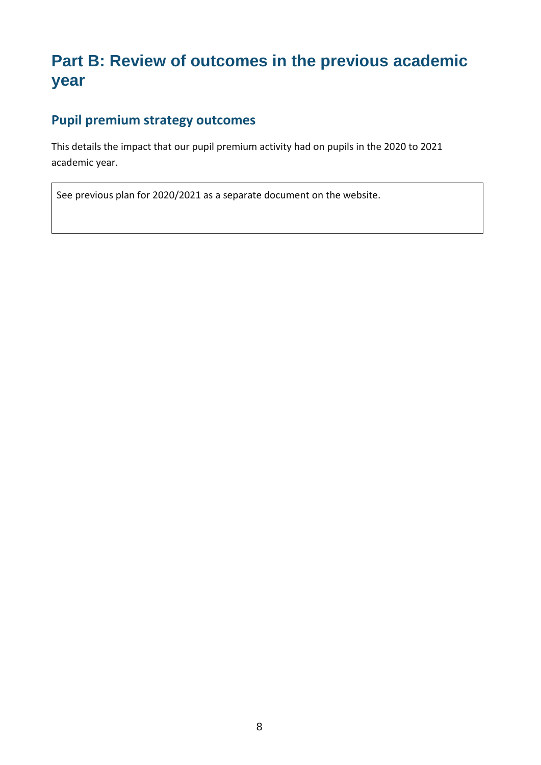# Part B: Review of outcomes in the previous academic year

## Pupil premium strategy outcomes

This details the impact that our pupil premium activity had on pupils in the 2020 to 2021 academic year.

| |
|---|
| See previous plan for 2020/2021 as a separate document on the website. |